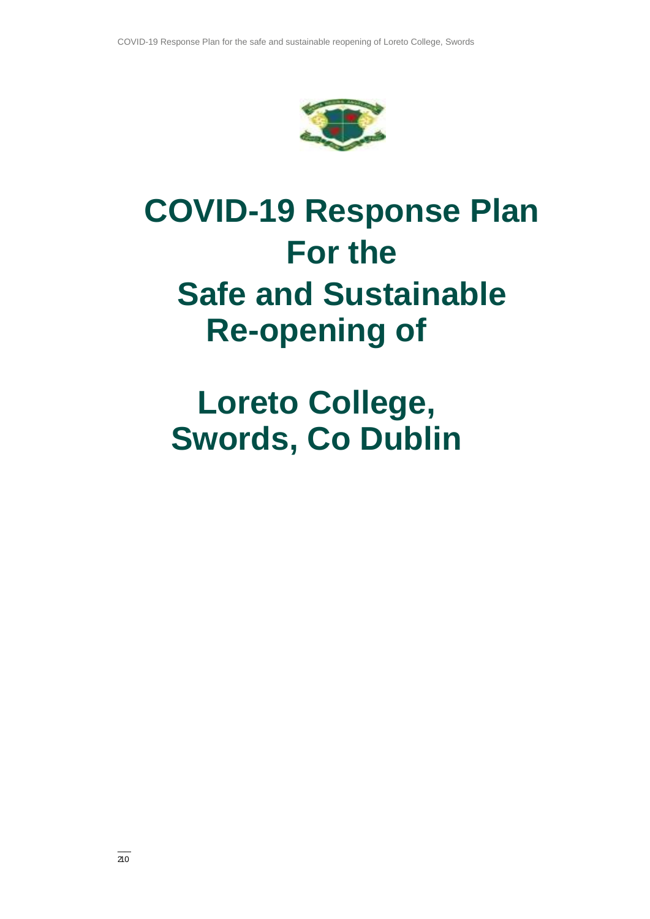# COVID-19 Response Plan For the Safe and Sustainable Re-opening of

# Loreto College, Swords, Co Dublin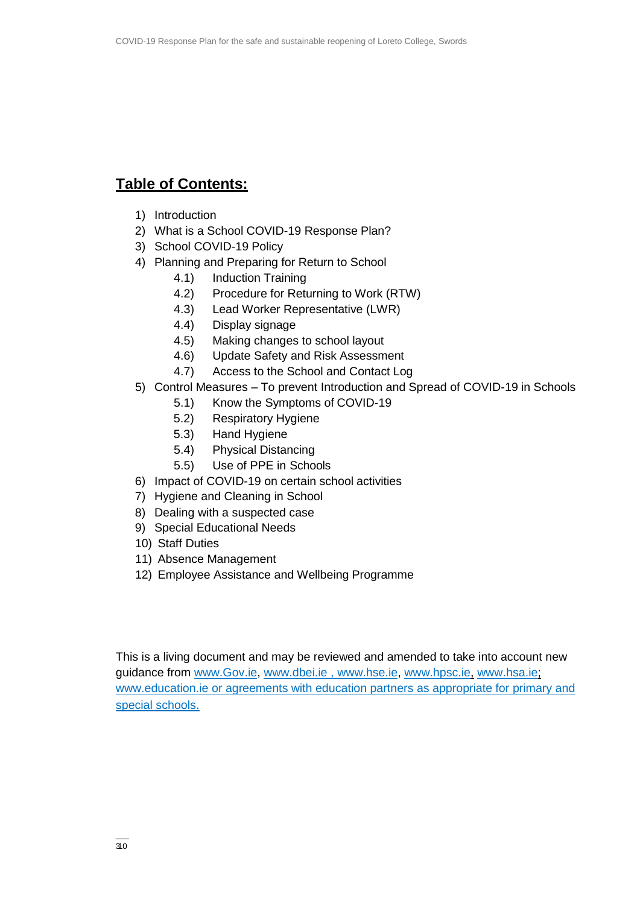# Table of Contents:

1) Introduction
2) What is a School COVID-19 Response Plan?
3) School COVID-19 Policy
4) Planning and Preparing for Return to School
    - 4.1) Induction Training
    - 4.2) Procedure for Returning to Work (RTW)
    - 4.3) Lead Worker Representative (LWR)
    - 4.4) Display signage
    - 4.5) Making changes to school layout
    - 4.6) Update Safety and Risk Assessment
    - 4.7) Access to the School and Contact Log
5) Control Measures – To prevent Introduction and Spread of COVID-19 in Schools
    - 5.1) Know the Symptoms of COVID-19
    - 5.2) Respiratory Hygiene
    - 5.3) Hand Hygiene
    - 5.4) Physical Distancing
    - 5.5) Use of PPE in Schools
6) Impact of COVID-19 on certain school activities
7) Hygiene and Cleaning in School
8) Dealing with a suspected case
9) Special Educational Needs
10) Staff Duties
11) Absence Management
12) Employee Assistance and Wellbeing Programme

This is a living document and may be reviewed and amended to take into account new guidance from www.Gov.ie, www.dbei.ie , www.hse.ie, www.hpsc.ie, www.hsa.ie; www.education.ie or agreements with education partners as appropriate for primary and special schools.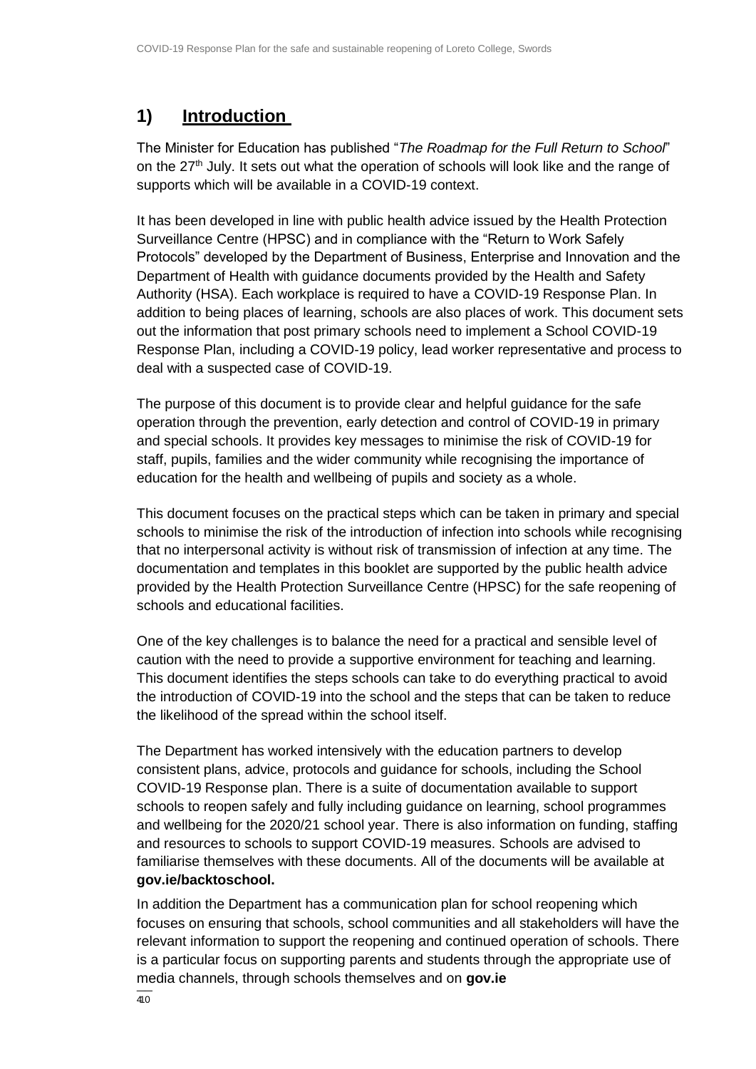## 1) **Introduction**

The Minister for Education has published "*The Roadmap for the Full Return to School*" on the 27th July. It sets out what the operation of schools will look like and the range of supports which will be available in a COVID-19 context.

It has been developed in line with public health advice issued by the Health Protection Surveillance Centre (HPSC) and in compliance with the "Return to Work Safely Protocols" developed by the Department of Business, Enterprise and Innovation and the Department of Health with guidance documents provided by the Health and Safety Authority (HSA). Each workplace is required to have a COVID-19 Response Plan. In addition to being places of learning, schools are also places of work. This document sets out the information that post primary schools need to implement a School COVID-19 Response Plan, including a COVID-19 policy, lead worker representative and process to deal with a suspected case of COVID-19.

The purpose of this document is to provide clear and helpful guidance for the safe operation through the prevention, early detection and control of COVID-19 in primary and special schools. It provides key messages to minimise the risk of COVID-19 for staff, pupils, families and the wider community while recognising the importance of education for the health and wellbeing of pupils and society as a whole.

This document focuses on the practical steps which can be taken in primary and special schools to minimise the risk of the introduction of infection into schools while recognising that no interpersonal activity is without risk of transmission of infection at any time. The documentation and templates in this booklet are supported by the public health advice provided by the Health Protection Surveillance Centre (HPSC) for the safe reopening of schools and educational facilities.

One of the key challenges is to balance the need for a practical and sensible level of caution with the need to provide a supportive environment for teaching and learning. This document identifies the steps schools can take to do everything practical to avoid the introduction of COVID-19 into the school and the steps that can be taken to reduce the likelihood of the spread within the school itself.

The Department has worked intensively with the education partners to develop consistent plans, advice, protocols and guidance for schools, including the School COVID-19 Response plan. There is a suite of documentation available to support schools to reopen safely and fully including guidance on learning, school programmes and wellbeing for the 2020/21 school year. There is also information on funding, staffing and resources to schools to support COVID-19 measures. Schools are advised to familiarise themselves with these documents. All of the documents will be available at **gov.ie/backtoschool.**

In addition the Department has a communication plan for school reopening which focuses on ensuring that schools, school communities and all stakeholders will have the relevant information to support the reopening and continued operation of schools. There is a particular focus on supporting parents and students through the appropriate use of media channels, through schools themselves and on **gov.ie**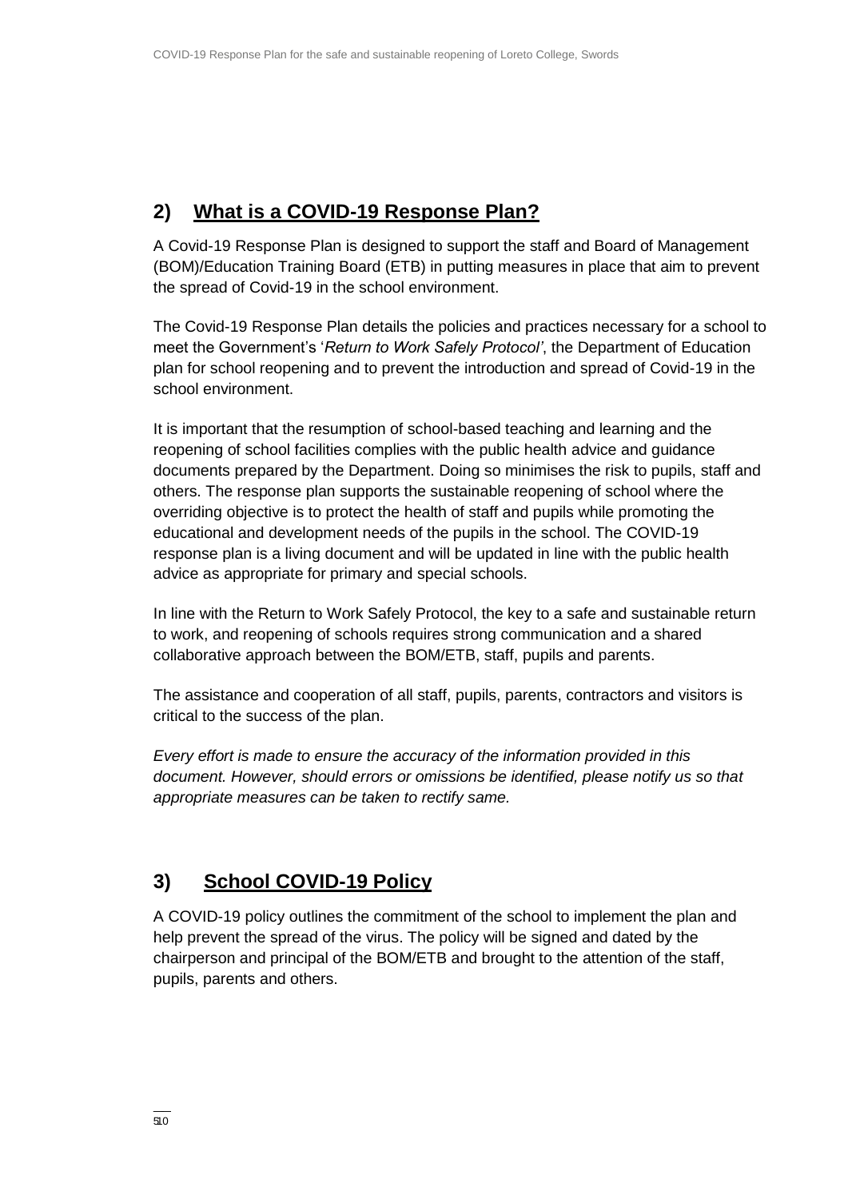## 2) What is a COVID-19 Response Plan?

A Covid-19 Response Plan is designed to support the staff and Board of Management (BOM)/Education Training Board (ETB) in putting measures in place that aim to prevent the spread of Covid-19 in the school environment.

The Covid-19 Response Plan details the policies and practices necessary for a school to meet the Government's '*Return to Work Safely Protocol'*, the Department of Education plan for school reopening and to prevent the introduction and spread of Covid-19 in the school environment.

It is important that the resumption of school-based teaching and learning and the reopening of school facilities complies with the public health advice and guidance documents prepared by the Department. Doing so minimises the risk to pupils, staff and others. The response plan supports the sustainable reopening of school where the overriding objective is to protect the health of staff and pupils while promoting the educational and development needs of the pupils in the school. The COVID-19 response plan is a living document and will be updated in line with the public health advice as appropriate for primary and special schools.

In line with the Return to Work Safely Protocol, the key to a safe and sustainable return to work, and reopening of schools requires strong communication and a shared collaborative approach between the BOM/ETB, staff, pupils and parents.

The assistance and cooperation of all staff, pupils, parents, contractors and visitors is critical to the success of the plan.

*Every effort is made to ensure the accuracy of the information provided in this document. However, should errors or omissions be identified, please notify us so that appropriate measures can be taken to rectify same.*

## 3) School COVID-19 Policy

A COVID-19 policy outlines the commitment of the school to implement the plan and help prevent the spread of the virus. The policy will be signed and dated by the chairperson and principal of the BOM/ETB and brought to the attention of the staff, pupils, parents and others.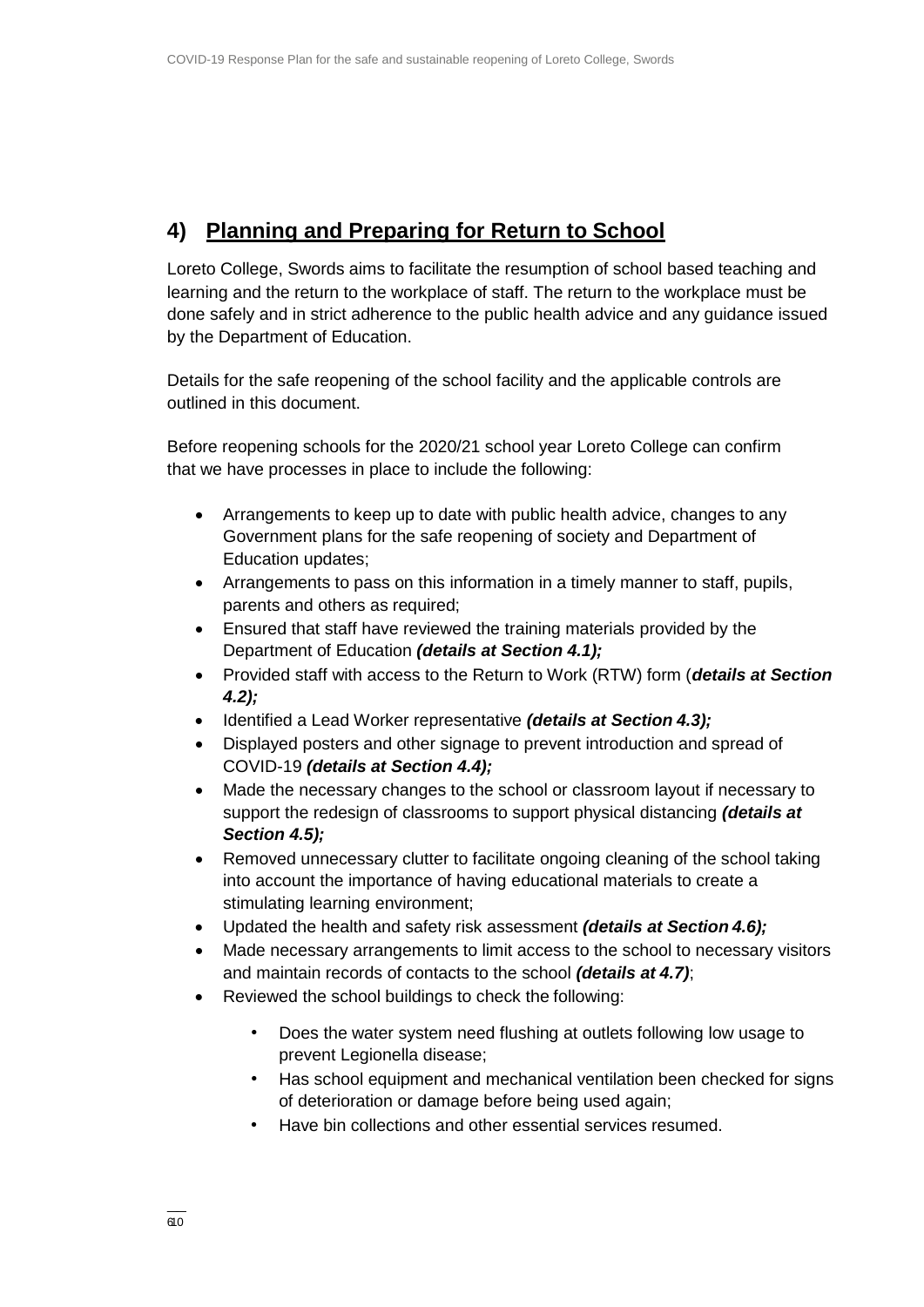## 4) Planning and Preparing for Return to School

Loreto College, Swords aims to facilitate the resumption of school based teaching and learning and the return to the workplace of staff. The return to the workplace must be done safely and in strict adherence to the public health advice and any guidance issued by the Department of Education.

Details for the safe reopening of the school facility and the applicable controls are outlined in this document.

Before reopening schools for the 2020/21 school year Loreto College can confirm that we have processes in place to include the following:

- Arrangements to keep up to date with public health advice, changes to any Government plans for the safe reopening of society and Department of Education updates;
- Arrangements to pass on this information in a timely manner to staff, pupils, parents and others as required;
- Ensured that staff have reviewed the training materials provided by the Department of Education ***(details at Section 4.1);***
- Provided staff with access to the Return to Work (RTW) form (***details at Section 4.2);***
- Identified a Lead Worker representative ***(details at Section 4.3);***
- Displayed posters and other signage to prevent introduction and spread of COVID-19 ***(details at Section 4.4);***
- Made the necessary changes to the school or classroom layout if necessary to support the redesign of classrooms to support physical distancing ***(details at Section 4.5);***
- Removed unnecessary clutter to facilitate ongoing cleaning of the school taking into account the importance of having educational materials to create a stimulating learning environment;
- Updated the health and safety risk assessment ***(details at Section 4.6);***
- Made necessary arrangements to limit access to the school to necessary visitors and maintain records of contacts to the school ***(details at 4.7)***;
- Reviewed the school buildings to check the following:
    - Does the water system need flushing at outlets following low usage to prevent Legionella disease;
    - Has school equipment and mechanical ventilation been checked for signs of deterioration or damage before being used again;
    - Have bin collections and other essential services resumed.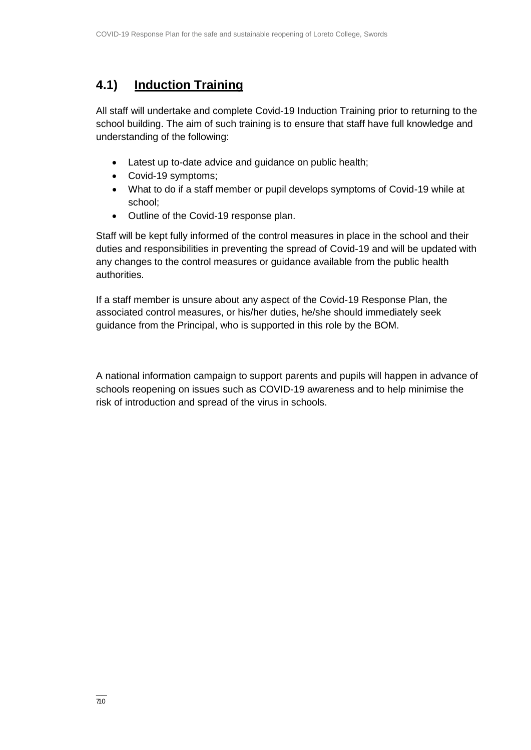## 4.1) Induction Training

All staff will undertake and complete Covid-19 Induction Training prior to returning to the school building. The aim of such training is to ensure that staff have full knowledge and understanding of the following:

- Latest up to-date advice and guidance on public health;
- Covid-19 symptoms;
- What to do if a staff member or pupil develops symptoms of Covid-19 while at school;
- Outline of the Covid-19 response plan.

Staff will be kept fully informed of the control measures in place in the school and their duties and responsibilities in preventing the spread of Covid-19 and will be updated with any changes to the control measures or guidance available from the public health authorities.

If a staff member is unsure about any aspect of the Covid-19 Response Plan, the associated control measures, or his/her duties, he/she should immediately seek guidance from the Principal, who is supported in this role by the BOM.

A national information campaign to support parents and pupils will happen in advance of schools reopening on issues such as COVID-19 awareness and to help minimise the risk of introduction and spread of the virus in schools.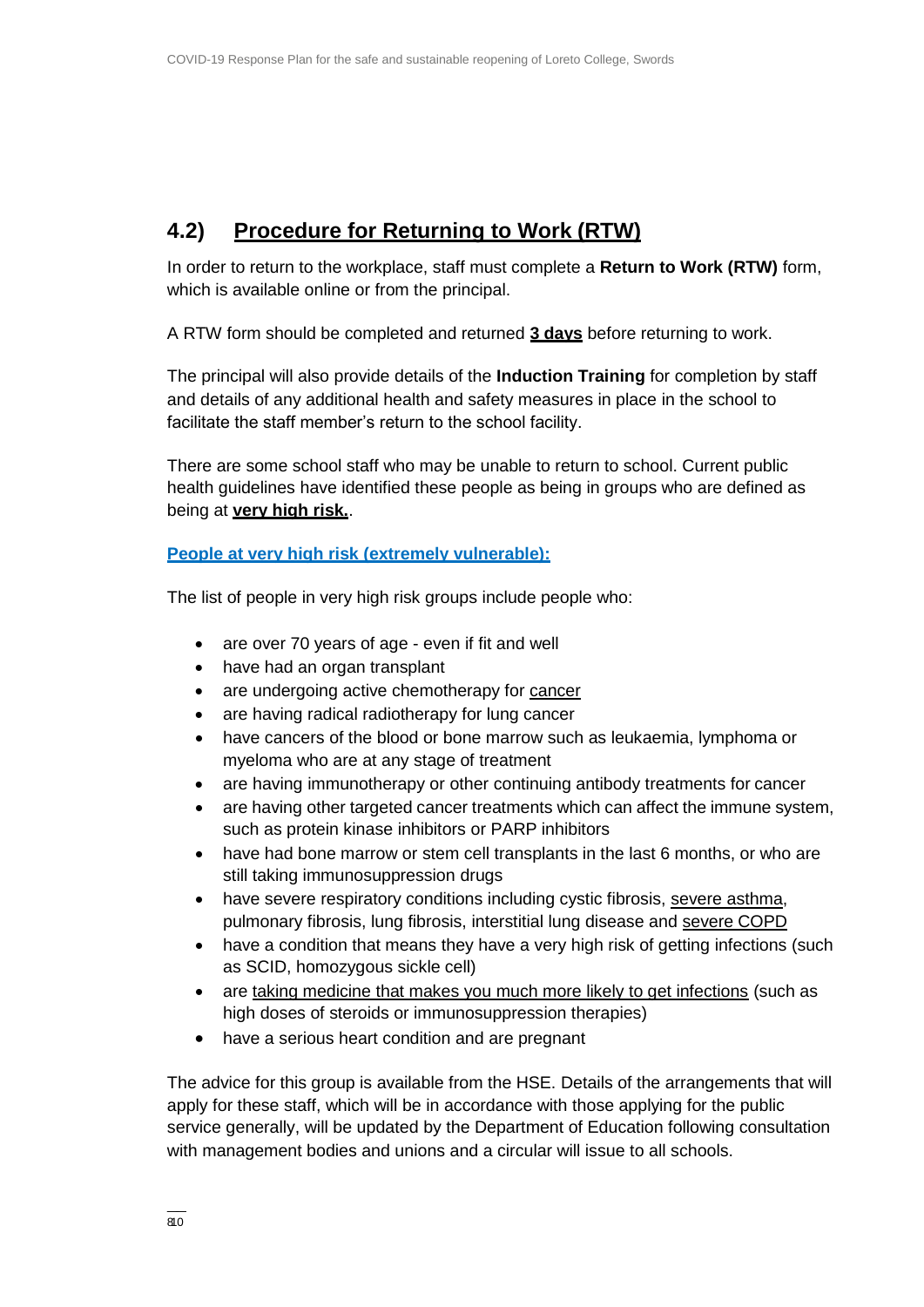## 4.2) Procedure for Returning to Work (RTW)

In order to return to the workplace, staff must complete a **Return to Work (RTW)** form, which is available online or from the principal.

A RTW form should be completed and returned **3 days** before returning to work.

The principal will also provide details of the **Induction Training** for completion by staff and details of any additional health and safety measures in place in the school to facilitate the staff member's return to the school facility.

There are some school staff who may be unable to return to school. Current public health guidelines have identified these people as being in groups who are defined as being at **very high risk.**.

**People at very high risk (extremely vulnerable):**

The list of people in very high risk groups include people who:

- are over 70 years of age - even if fit and well
- have had an organ transplant
- are undergoing active chemotherapy for cancer
- are having radical radiotherapy for lung cancer
- have cancers of the blood or bone marrow such as leukaemia, lymphoma or myeloma who are at any stage of treatment
- are having immunotherapy or other continuing antibody treatments for cancer
- are having other targeted cancer treatments which can affect the immune system, such as protein kinase inhibitors or PARP inhibitors
- have had bone marrow or stem cell transplants in the last 6 months, or who are still taking immunosuppression drugs
- have severe respiratory conditions including cystic fibrosis, severe asthma, pulmonary fibrosis, lung fibrosis, interstitial lung disease and severe COPD
- have a condition that means they have a very high risk of getting infections (such as SCID, homozygous sickle cell)
- are taking medicine that makes you much more likely to get infections (such as high doses of steroids or immunosuppression therapies)
- have a serious heart condition and are pregnant

The advice for this group is available from the HSE. Details of the arrangements that will apply for these staff, which will be in accordance with those applying for the public service generally, will be updated by the Department of Education following consultation with management bodies and unions and a circular will issue to all schools.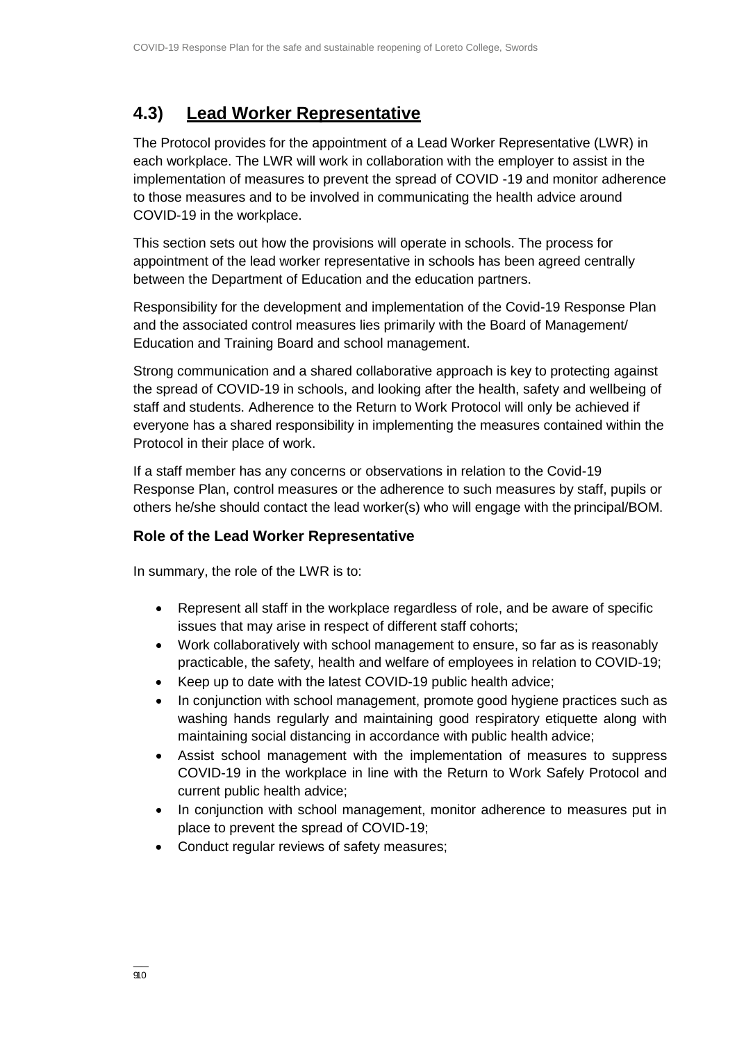## 4.3) Lead Worker Representative

The Protocol provides for the appointment of a Lead Worker Representative (LWR) in each workplace. The LWR will work in collaboration with the employer to assist in the implementation of measures to prevent the spread of COVID -19 and monitor adherence to those measures and to be involved in communicating the health advice around COVID-19 in the workplace.

This section sets out how the provisions will operate in schools. The process for appointment of the lead worker representative in schools has been agreed centrally between the Department of Education and the education partners.

Responsibility for the development and implementation of the Covid-19 Response Plan and the associated control measures lies primarily with the Board of Management/ Education and Training Board and school management.

Strong communication and a shared collaborative approach is key to protecting against the spread of COVID-19 in schools, and looking after the health, safety and wellbeing of staff and students. Adherence to the Return to Work Protocol will only be achieved if everyone has a shared responsibility in implementing the measures contained within the Protocol in their place of work.

If a staff member has any concerns or observations in relation to the Covid-19 Response Plan, control measures or the adherence to such measures by staff, pupils or others he/she should contact the lead worker(s) who will engage with the principal/BOM.

### Role of the Lead Worker Representative

In summary, the role of the LWR is to:

- Represent all staff in the workplace regardless of role, and be aware of specific issues that may arise in respect of different staff cohorts;
- Work collaboratively with school management to ensure, so far as is reasonably practicable, the safety, health and welfare of employees in relation to COVID-19;
- Keep up to date with the latest COVID-19 public health advice;
- In conjunction with school management, promote good hygiene practices such as washing hands regularly and maintaining good respiratory etiquette along with maintaining social distancing in accordance with public health advice;
- Assist school management with the implementation of measures to suppress COVID-19 in the workplace in line with the Return to Work Safely Protocol and current public health advice;
- In conjunction with school management, monitor adherence to measures put in place to prevent the spread of COVID-19;
- Conduct regular reviews of safety measures;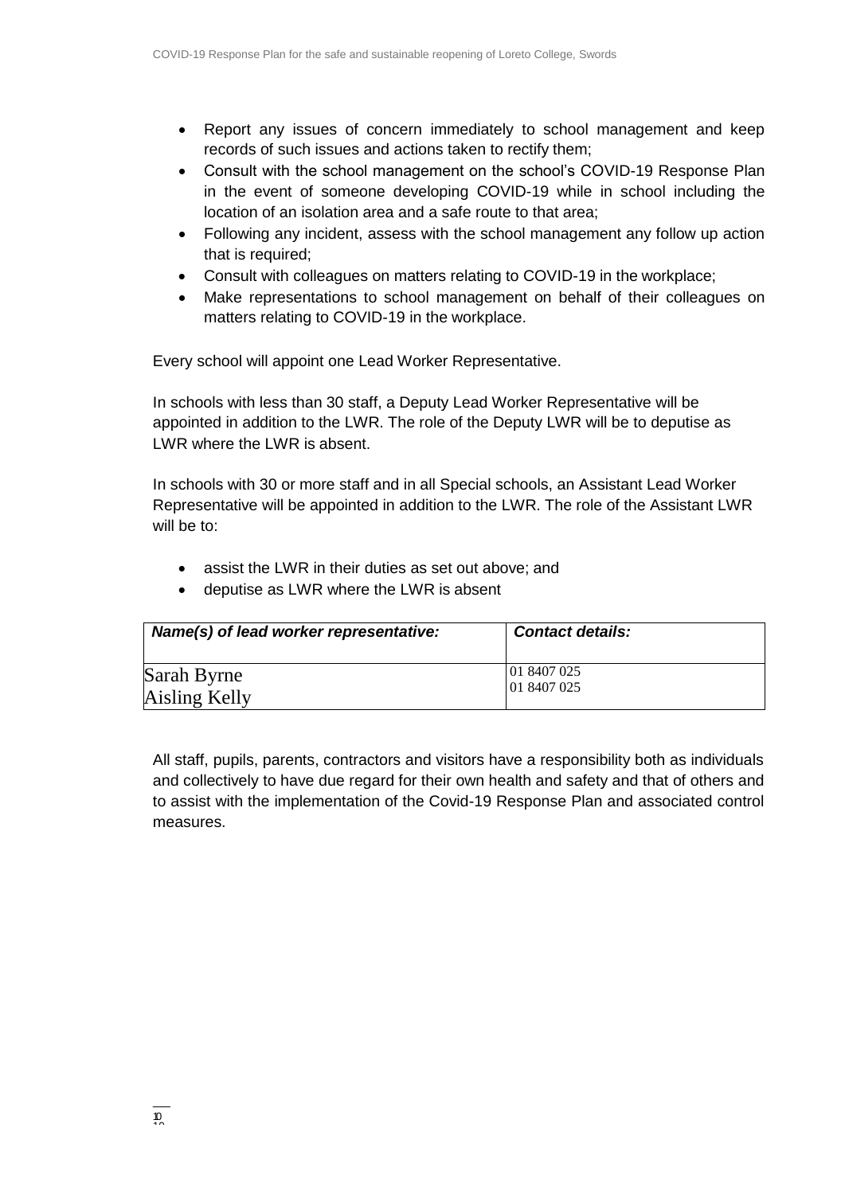- Report any issues of concern immediately to school management and keep records of such issues and actions taken to rectify them;
- Consult with the school management on the school's COVID-19 Response Plan in the event of someone developing COVID-19 while in school including the location of an isolation area and a safe route to that area;
- Following any incident, assess with the school management any follow up action that is required;
- Consult with colleagues on matters relating to COVID-19 in the workplace;
- Make representations to school management on behalf of their colleagues on matters relating to COVID-19 in the workplace.

Every school will appoint one Lead Worker Representative.

In schools with less than 30 staff, a Deputy Lead Worker Representative will be appointed in addition to the LWR. The role of the Deputy LWR will be to deputise as LWR where the LWR is absent.

In schools with 30 or more staff and in all Special schools, an Assistant Lead Worker Representative will be appointed in addition to the LWR. The role of the Assistant LWR will be to:

- assist the LWR in their duties as set out above; and
- deputise as LWR where the LWR is absent

| ***Name(s) of lead worker representative:*** | ***Contact details:*** |
|---|---|
| Sarah Byrne<br>Aisling Kelly | 01 8407 025<br>01 8407 025 |

All staff, pupils, parents, contractors and visitors have a responsibility both as individuals and collectively to have due regard for their own health and safety and that of others and to assist with the implementation of the Covid-19 Response Plan and associated control measures.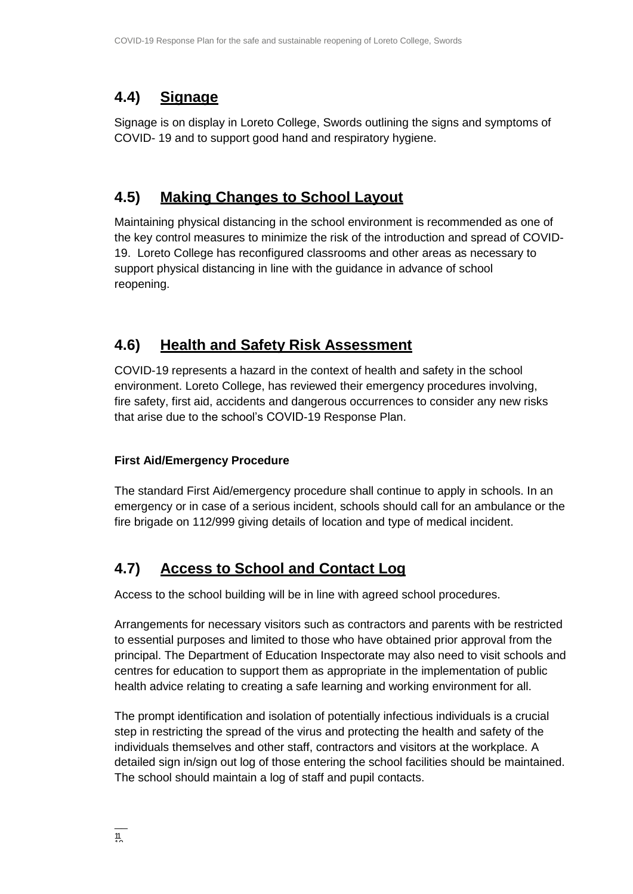## 4.4) Signage

Signage is on display in Loreto College, Swords outlining the signs and symptoms of COVID- 19 and to support good hand and respiratory hygiene.

## 4.5) Making Changes to School Layout

Maintaining physical distancing in the school environment is recommended as one of the key control measures to minimize the risk of the introduction and spread of COVID-19. Loreto College has reconfigured classrooms and other areas as necessary to support physical distancing in line with the guidance in advance of school reopening.

## 4.6) Health and Safety Risk Assessment

COVID-19 represents a hazard in the context of health and safety in the school environment. Loreto College, has reviewed their emergency procedures involving, fire safety, first aid, accidents and dangerous occurrences to consider any new risks that arise due to the school's COVID-19 Response Plan.

### First Aid/Emergency Procedure

The standard First Aid/emergency procedure shall continue to apply in schools. In an emergency or in case of a serious incident, schools should call for an ambulance or the fire brigade on 112/999 giving details of location and type of medical incident.

## 4.7) Access to School and Contact Log

Access to the school building will be in line with agreed school procedures.

Arrangements for necessary visitors such as contractors and parents with be restricted to essential purposes and limited to those who have obtained prior approval from the principal. The Department of Education Inspectorate may also need to visit schools and centres for education to support them as appropriate in the implementation of public health advice relating to creating a safe learning and working environment for all.

The prompt identification and isolation of potentially infectious individuals is a crucial step in restricting the spread of the virus and protecting the health and safety of the individuals themselves and other staff, contractors and visitors at the workplace. A detailed sign in/sign out log of those entering the school facilities should be maintained. The school should maintain a log of staff and pupil contacts.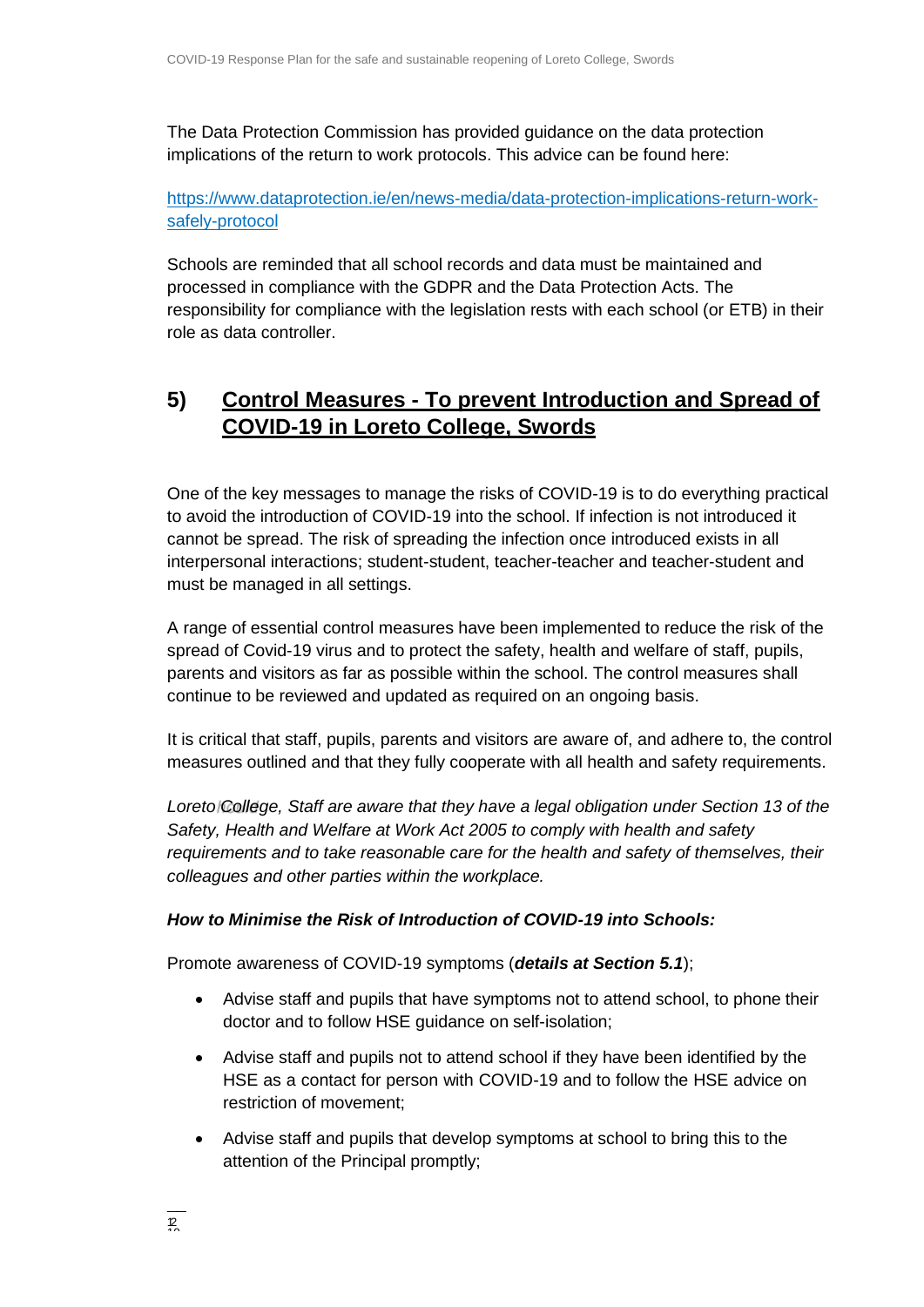The Data Protection Commission has provided guidance on the data protection implications of the return to work protocols. This advice can be found here:

[https://www.dataprotection.ie/en/news-media/data-protection-implications-return-work-safely-protocol](https://www.dataprotection.ie/en/news-media/data-protection-implications-return-work-safely-protocol)

Schools are reminded that all school records and data must be maintained and processed in compliance with the GDPR and the Data Protection Acts. The responsibility for compliance with the legislation rests with each school (or ETB) in their role as data controller.

## 5) Control Measures - To prevent Introduction and Spread of COVID-19 in Loreto College, Swords

One of the key messages to manage the risks of COVID-19 is to do everything practical to avoid the introduction of COVID-19 into the school. If infection is not introduced it cannot be spread. The risk of spreading the infection once introduced exists in all interpersonal interactions; student-student, teacher-teacher and teacher-student and must be managed in all settings.

A range of essential control measures have been implemented to reduce the risk of the spread of Covid-19 virus and to protect the safety, health and welfare of staff, pupils, parents and visitors as far as possible within the school. The control measures shall continue to be reviewed and updated as required on an ongoing basis.

It is critical that staff, pupils, parents and visitors are aware of, and adhere to, the control measures outlined and that they fully cooperate with all health and safety requirements.

*Loreto College, Staff are aware that they have a legal obligation under Section 13 of the Safety, Health and Welfare at Work Act 2005 to comply with health and safety requirements and to take reasonable care for the health and safety of themselves, their colleagues and other parties within the workplace.*

***How to Minimise the Risk of Introduction of COVID-19 into Schools:***

Promote awareness of COVID-19 symptoms (***details at Section 5.1***);

- Advise staff and pupils that have symptoms not to attend school, to phone their doctor and to follow HSE guidance on self-isolation;
- Advise staff and pupils not to attend school if they have been identified by the HSE as a contact for person with COVID-19 and to follow the HSE advice on restriction of movement;
- Advise staff and pupils that develop symptoms at school to bring this to the attention of the Principal promptly;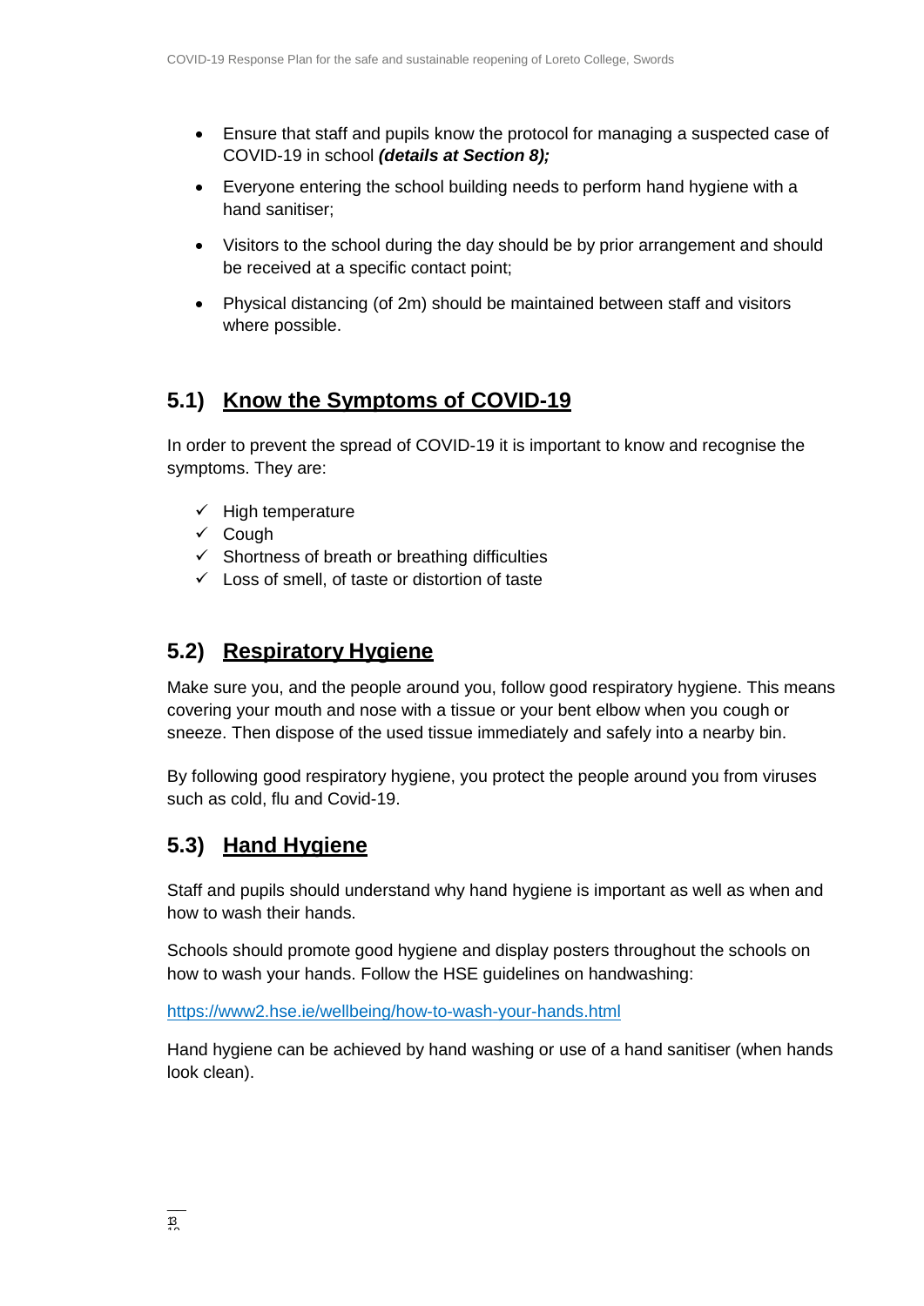- Ensure that staff and pupils know the protocol for managing a suspected case of COVID-19 in school ***(details at Section 8);***
- Everyone entering the school building needs to perform hand hygiene with a hand sanitiser;
- Visitors to the school during the day should be by prior arrangement and should be received at a specific contact point;
- Physical distancing (of 2m) should be maintained between staff and visitors where possible.

## 5.1) Know the Symptoms of COVID-19

In order to prevent the spread of COVID-19 it is important to know and recognise the symptoms. They are:

- ✓ High temperature
- ✓ Cough
- ✓ Shortness of breath or breathing difficulties
- ✓ Loss of smell, of taste or distortion of taste

## 5.2) Respiratory Hygiene

Make sure you, and the people around you, follow good respiratory hygiene. This means covering your mouth and nose with a tissue or your bent elbow when you cough or sneeze. Then dispose of the used tissue immediately and safely into a nearby bin.

By following good respiratory hygiene, you protect the people around you from viruses such as cold, flu and Covid-19.

## 5.3) Hand Hygiene

Staff and pupils should understand why hand hygiene is important as well as when and how to wash their hands.

Schools should promote good hygiene and display posters throughout the schools on how to wash your hands. Follow the HSE guidelines on handwashing:

https://www2.hse.ie/wellbeing/how-to-wash-your-hands.html

Hand hygiene can be achieved by hand washing or use of a hand sanitiser (when hands look clean).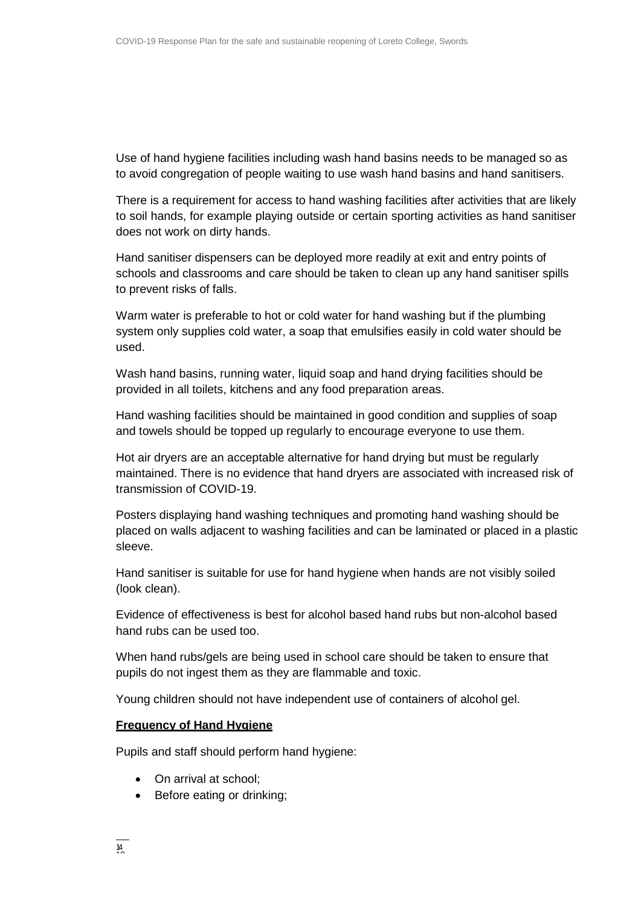Use of hand hygiene facilities including wash hand basins needs to be managed so as to avoid congregation of people waiting to use wash hand basins and hand sanitisers.

There is a requirement for access to hand washing facilities after activities that are likely to soil hands, for example playing outside or certain sporting activities as hand sanitiser does not work on dirty hands.

Hand sanitiser dispensers can be deployed more readily at exit and entry points of schools and classrooms and care should be taken to clean up any hand sanitiser spills to prevent risks of falls.

Warm water is preferable to hot or cold water for hand washing but if the plumbing system only supplies cold water, a soap that emulsifies easily in cold water should be used.

Wash hand basins, running water, liquid soap and hand drying facilities should be provided in all toilets, kitchens and any food preparation areas.

Hand washing facilities should be maintained in good condition and supplies of soap and towels should be topped up regularly to encourage everyone to use them.

Hot air dryers are an acceptable alternative for hand drying but must be regularly maintained. There is no evidence that hand dryers are associated with increased risk of transmission of COVID-19.

Posters displaying hand washing techniques and promoting hand washing should be placed on walls adjacent to washing facilities and can be laminated or placed in a plastic sleeve.

Hand sanitiser is suitable for use for hand hygiene when hands are not visibly soiled (look clean).

Evidence of effectiveness is best for alcohol based hand rubs but non-alcohol based hand rubs can be used too.

When hand rubs/gels are being used in school care should be taken to ensure that pupils do not ingest them as they are flammable and toxic.

Young children should not have independent use of containers of alcohol gel.

**Frequency of Hand Hygiene**

Pupils and staff should perform hand hygiene:

- On arrival at school;
- Before eating or drinking;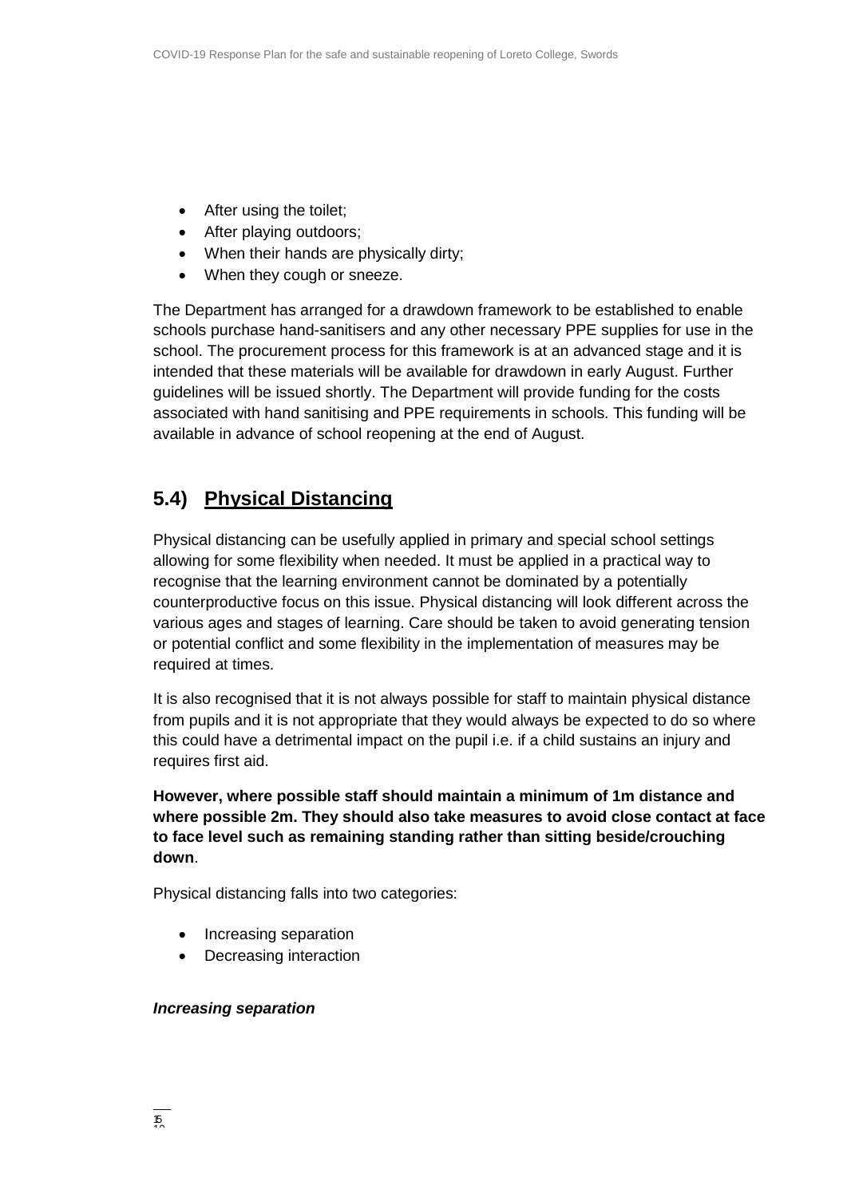- After using the toilet;
- After playing outdoors;
- When their hands are physically dirty;
- When they cough or sneeze.

The Department has arranged for a drawdown framework to be established to enable schools purchase hand-sanitisers and any other necessary PPE supplies for use in the school. The procurement process for this framework is at an advanced stage and it is intended that these materials will be available for drawdown in early August. Further guidelines will be issued shortly. The Department will provide funding for the costs associated with hand sanitising and PPE requirements in schools. This funding will be available in advance of school reopening at the end of August.

## 5.4) Physical Distancing

Physical distancing can be usefully applied in primary and special school settings allowing for some flexibility when needed. It must be applied in a practical way to recognise that the learning environment cannot be dominated by a potentially counterproductive focus on this issue. Physical distancing will look different across the various ages and stages of learning. Care should be taken to avoid generating tension or potential conflict and some flexibility in the implementation of measures may be required at times.

It is also recognised that it is not always possible for staff to maintain physical distance from pupils and it is not appropriate that they would always be expected to do so where this could have a detrimental impact on the pupil i.e. if a child sustains an injury and requires first aid.

**However, where possible staff should maintain a minimum of 1m distance and where possible 2m. They should also take measures to avoid close contact at face to face level such as remaining standing rather than sitting beside/crouching down**.

Physical distancing falls into two categories:

- Increasing separation
- Decreasing interaction

***Increasing separation***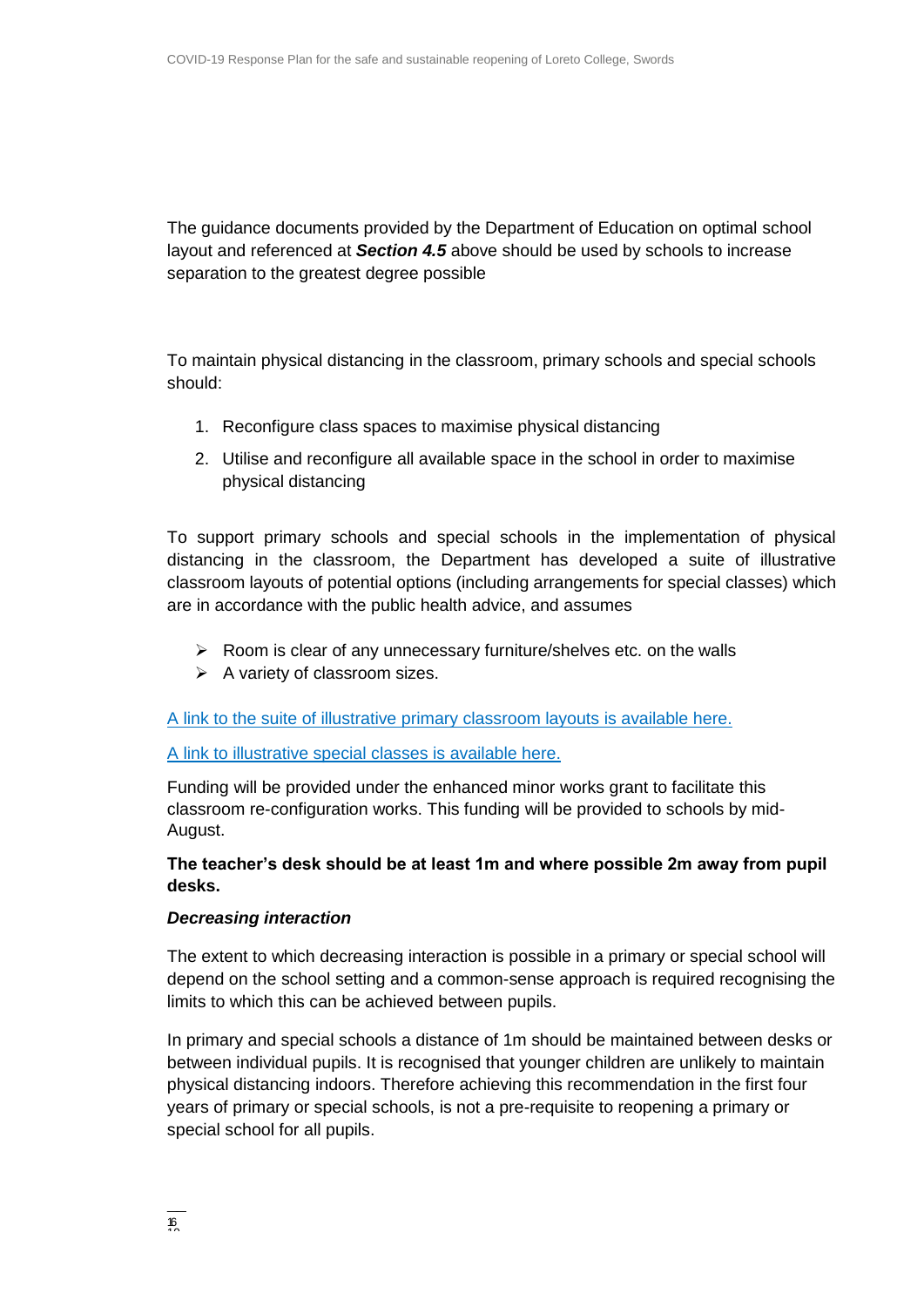The guidance documents provided by the Department of Education on optimal school layout and referenced at ***Section 4.5*** above should be used by schools to increase separation to the greatest degree possible

To maintain physical distancing in the classroom, primary schools and special schools should:

1. Reconfigure class spaces to maximise physical distancing
2. Utilise and reconfigure all available space in the school in order to maximise physical distancing

To support primary schools and special schools in the implementation of physical distancing in the classroom, the Department has developed a suite of illustrative classroom layouts of potential options (including arrangements for special classes) which are in accordance with the public health advice, and assumes

- Room is clear of any unnecessary furniture/shelves etc. on the walls
- A variety of classroom sizes.

A link to the suite of illustrative primary classroom layouts is available here.

A link to illustrative special classes is available here.

Funding will be provided under the enhanced minor works grant to facilitate this classroom re-configuration works. This funding will be provided to schools by mid-August.

**The teacher's desk should be at least 1m and where possible 2m away from pupil desks.**

***Decreasing interaction***

The extent to which decreasing interaction is possible in a primary or special school will depend on the school setting and a common-sense approach is required recognising the limits to which this can be achieved between pupils.

In primary and special schools a distance of 1m should be maintained between desks or between individual pupils. It is recognised that younger children are unlikely to maintain physical distancing indoors. Therefore achieving this recommendation in the first four years of primary or special schools, is not a pre-requisite to reopening a primary or special school for all pupils.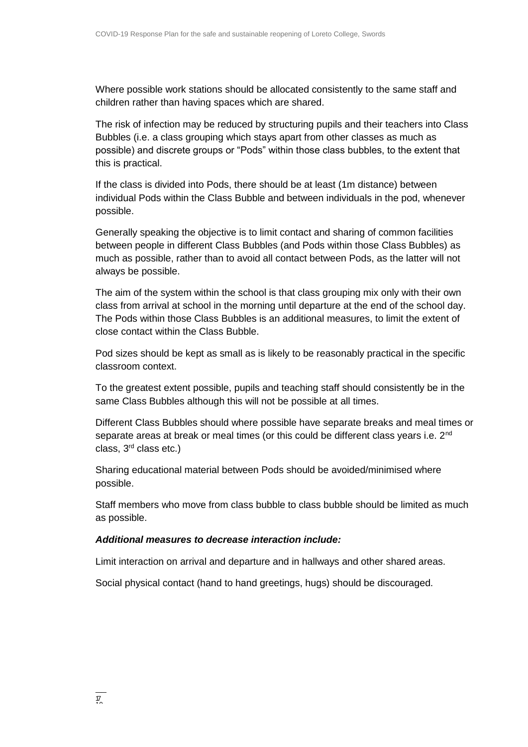Where possible work stations should be allocated consistently to the same staff and children rather than having spaces which are shared.

The risk of infection may be reduced by structuring pupils and their teachers into Class Bubbles (i.e. a class grouping which stays apart from other classes as much as possible) and discrete groups or "Pods" within those class bubbles, to the extent that this is practical.

If the class is divided into Pods, there should be at least (1m distance) between individual Pods within the Class Bubble and between individuals in the pod, whenever possible.

Generally speaking the objective is to limit contact and sharing of common facilities between people in different Class Bubbles (and Pods within those Class Bubbles) as much as possible, rather than to avoid all contact between Pods, as the latter will not always be possible.

The aim of the system within the school is that class grouping mix only with their own class from arrival at school in the morning until departure at the end of the school day. The Pods within those Class Bubbles is an additional measures, to limit the extent of close contact within the Class Bubble.

Pod sizes should be kept as small as is likely to be reasonably practical in the specific classroom context.

To the greatest extent possible, pupils and teaching staff should consistently be in the same Class Bubbles although this will not be possible at all times.

Different Class Bubbles should where possible have separate breaks and meal times or separate areas at break or meal times (or this could be different class years i.e. 2nd class, 3rd class etc.)

Sharing educational material between Pods should be avoided/minimised where possible.

Staff members who move from class bubble to class bubble should be limited as much as possible.

***Additional measures to decrease interaction include:***

Limit interaction on arrival and departure and in hallways and other shared areas.

Social physical contact (hand to hand greetings, hugs) should be discouraged.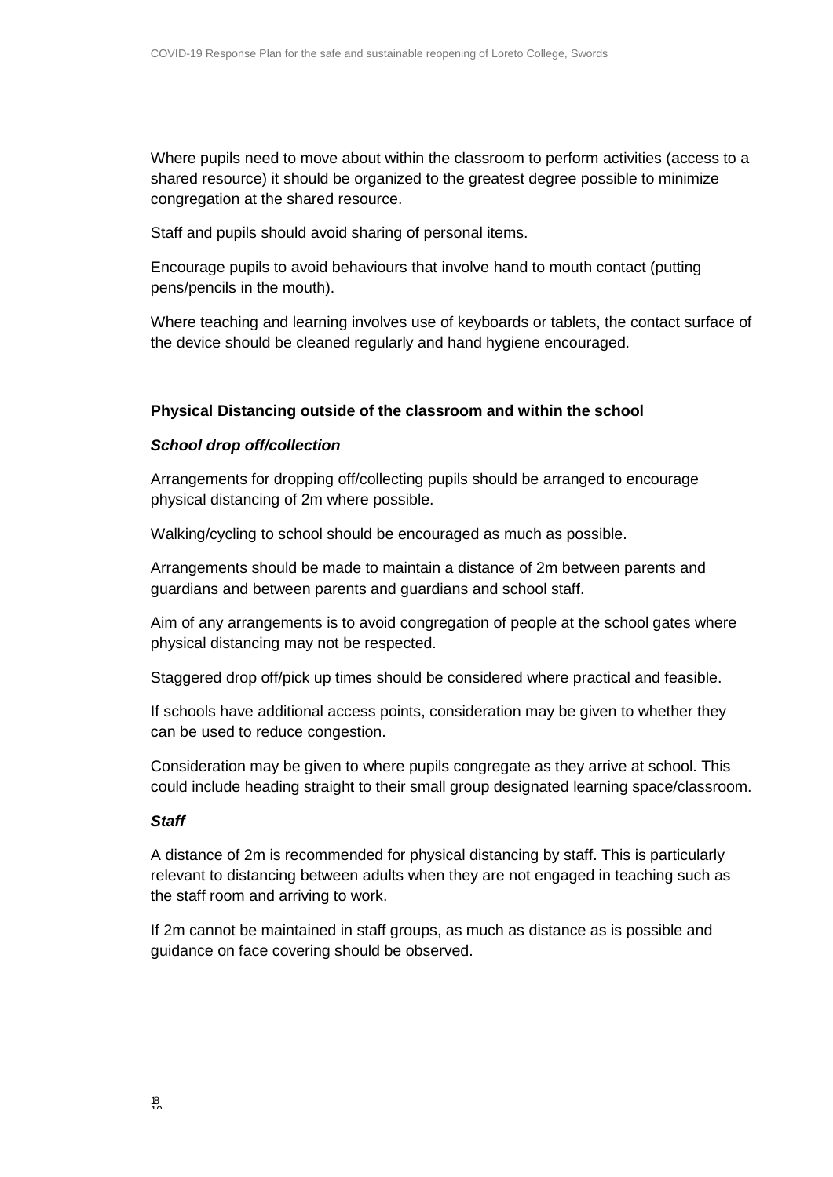Where pupils need to move about within the classroom to perform activities (access to a shared resource) it should be organized to the greatest degree possible to minimize congregation at the shared resource.

Staff and pupils should avoid sharing of personal items.

Encourage pupils to avoid behaviours that involve hand to mouth contact (putting pens/pencils in the mouth).

Where teaching and learning involves use of keyboards or tablets, the contact surface of the device should be cleaned regularly and hand hygiene encouraged.

**Physical Distancing outside of the classroom and within the school**

***School drop off/collection***

Arrangements for dropping off/collecting pupils should be arranged to encourage physical distancing of 2m where possible.

Walking/cycling to school should be encouraged as much as possible.

Arrangements should be made to maintain a distance of 2m between parents and guardians and between parents and guardians and school staff.

Aim of any arrangements is to avoid congregation of people at the school gates where physical distancing may not be respected.

Staggered drop off/pick up times should be considered where practical and feasible.

If schools have additional access points, consideration may be given to whether they can be used to reduce congestion.

Consideration may be given to where pupils congregate as they arrive at school. This could include heading straight to their small group designated learning space/classroom.

***Staff***

A distance of 2m is recommended for physical distancing by staff. This is particularly relevant to distancing between adults when they are not engaged in teaching such as the staff room and arriving to work.

If 2m cannot be maintained in staff groups, as much as distance as is possible and guidance on face covering should be observed.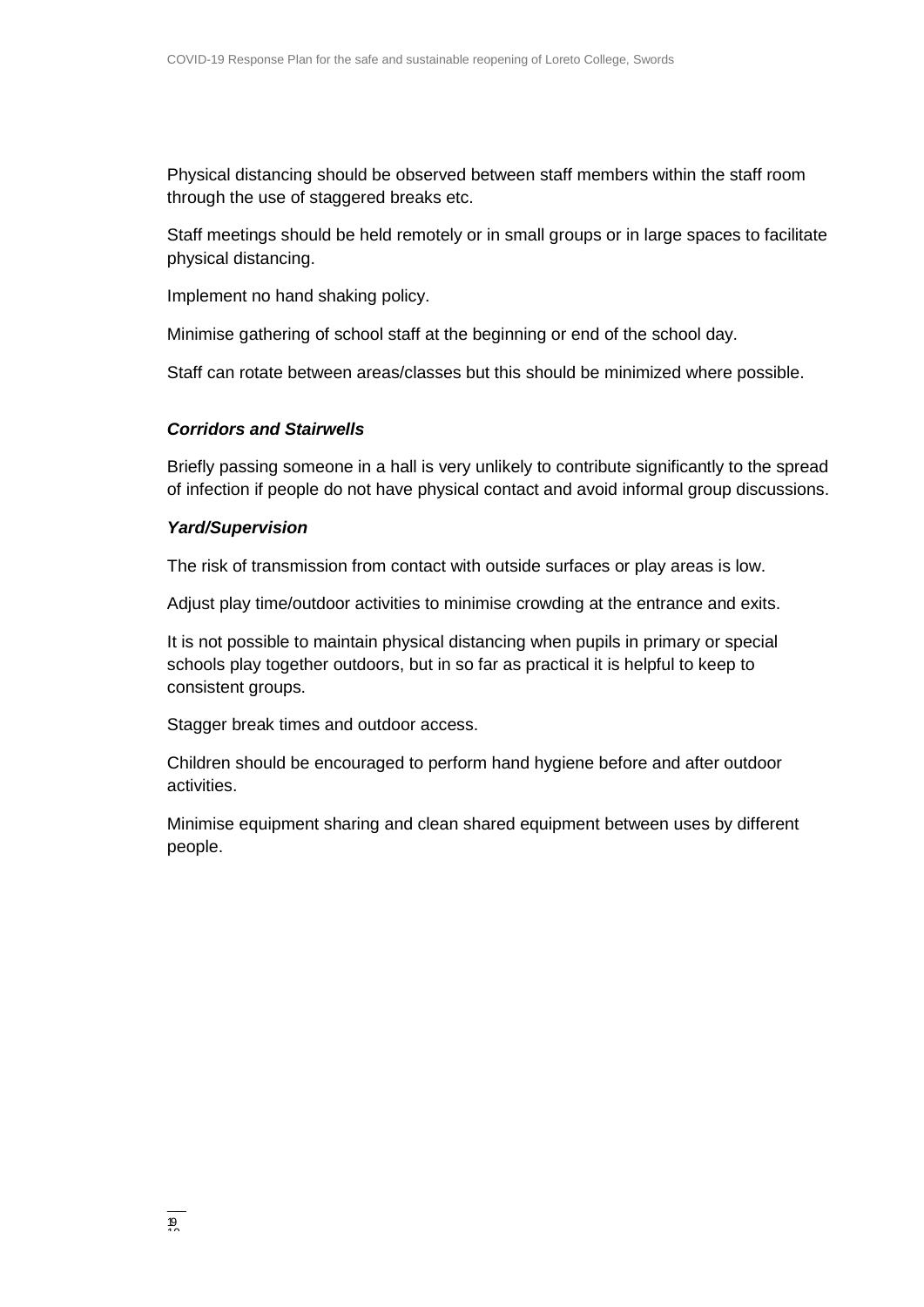Physical distancing should be observed between staff members within the staff room through the use of staggered breaks etc.

Staff meetings should be held remotely or in small groups or in large spaces to facilitate physical distancing.

Implement no hand shaking policy.

Minimise gathering of school staff at the beginning or end of the school day.

Staff can rotate between areas/classes but this should be minimized where possible.

***Corridors and Stairwells***

Briefly passing someone in a hall is very unlikely to contribute significantly to the spread of infection if people do not have physical contact and avoid informal group discussions.

***Yard/Supervision***

The risk of transmission from contact with outside surfaces or play areas is low.

Adjust play time/outdoor activities to minimise crowding at the entrance and exits.

It is not possible to maintain physical distancing when pupils in primary or special schools play together outdoors, but in so far as practical it is helpful to keep to consistent groups.

Stagger break times and outdoor access.

Children should be encouraged to perform hand hygiene before and after outdoor activities.

Minimise equipment sharing and clean shared equipment between uses by different people.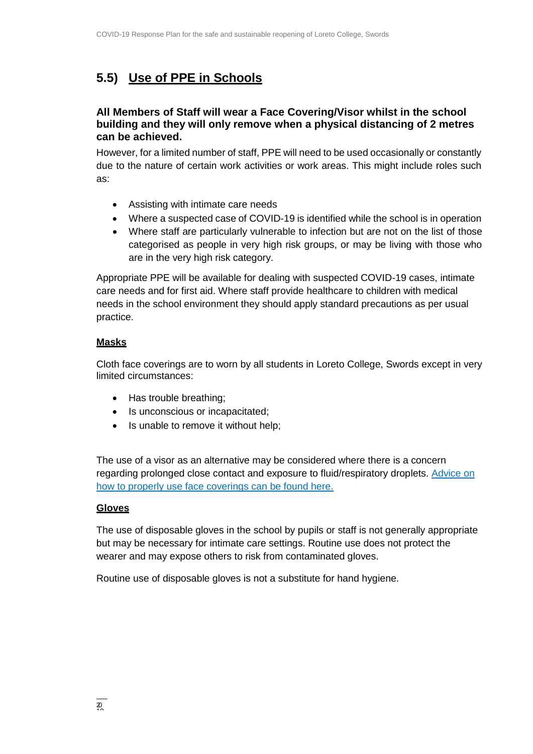## 5.5) Use of PPE in Schools

**All Members of Staff will wear a Face Covering/Visor whilst in the school building and they will only remove when a physical distancing of 2 metres can be achieved.**

However, for a limited number of staff, PPE will need to be used occasionally or constantly due to the nature of certain work activities or work areas. This might include roles such as:

- Assisting with intimate care needs
- Where a suspected case of COVID-19 is identified while the school is in operation
- Where staff are particularly vulnerable to infection but are not on the list of those categorised as people in very high risk groups, or may be living with those who are in the very high risk category.

Appropriate PPE will be available for dealing with suspected COVID-19 cases, intimate care needs and for first aid. Where staff provide healthcare to children with medical needs in the school environment they should apply standard precautions as per usual practice.

### Masks

Cloth face coverings are to worn by all students in Loreto College, Swords except in very limited circumstances:

- Has trouble breathing;
- Is unconscious or incapacitated;
- Is unable to remove it without help;

The use of a visor as an alternative may be considered where there is a concern regarding prolonged close contact and exposure to fluid/respiratory droplets. Advice on how to properly use face coverings can be found here.

### Gloves

The use of disposable gloves in the school by pupils or staff is not generally appropriate but may be necessary for intimate care settings. Routine use does not protect the wearer and may expose others to risk from contaminated gloves.

Routine use of disposable gloves is not a substitute for hand hygiene.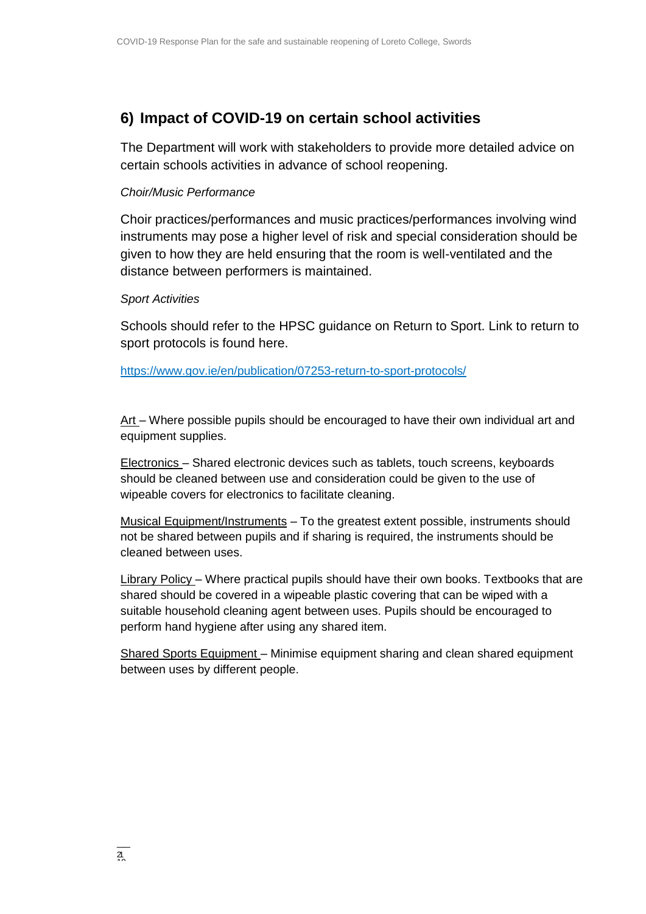## 6) Impact of COVID-19 on certain school activities

The Department will work with stakeholders to provide more detailed advice on certain schools activities in advance of school reopening.

*Choir/Music Performance*

Choir practices/performances and music practices/performances involving wind instruments may pose a higher level of risk and special consideration should be given to how they are held ensuring that the room is well-ventilated and the distance between performers is maintained.

*Sport Activities*

Schools should refer to the HPSC guidance on Return to Sport. Link to return to sport protocols is found here.

https://www.gov.ie/en/publication/07253-return-to-sport-protocols/

Art – Where possible pupils should be encouraged to have their own individual art and equipment supplies.

Electronics – Shared electronic devices such as tablets, touch screens, keyboards should be cleaned between use and consideration could be given to the use of wipeable covers for electronics to facilitate cleaning.

Musical Equipment/Instruments – To the greatest extent possible, instruments should not be shared between pupils and if sharing is required, the instruments should be cleaned between uses.

Library Policy – Where practical pupils should have their own books. Textbooks that are shared should be covered in a wipeable plastic covering that can be wiped with a suitable household cleaning agent between uses. Pupils should be encouraged to perform hand hygiene after using any shared item.

Shared Sports Equipment – Minimise equipment sharing and clean shared equipment between uses by different people.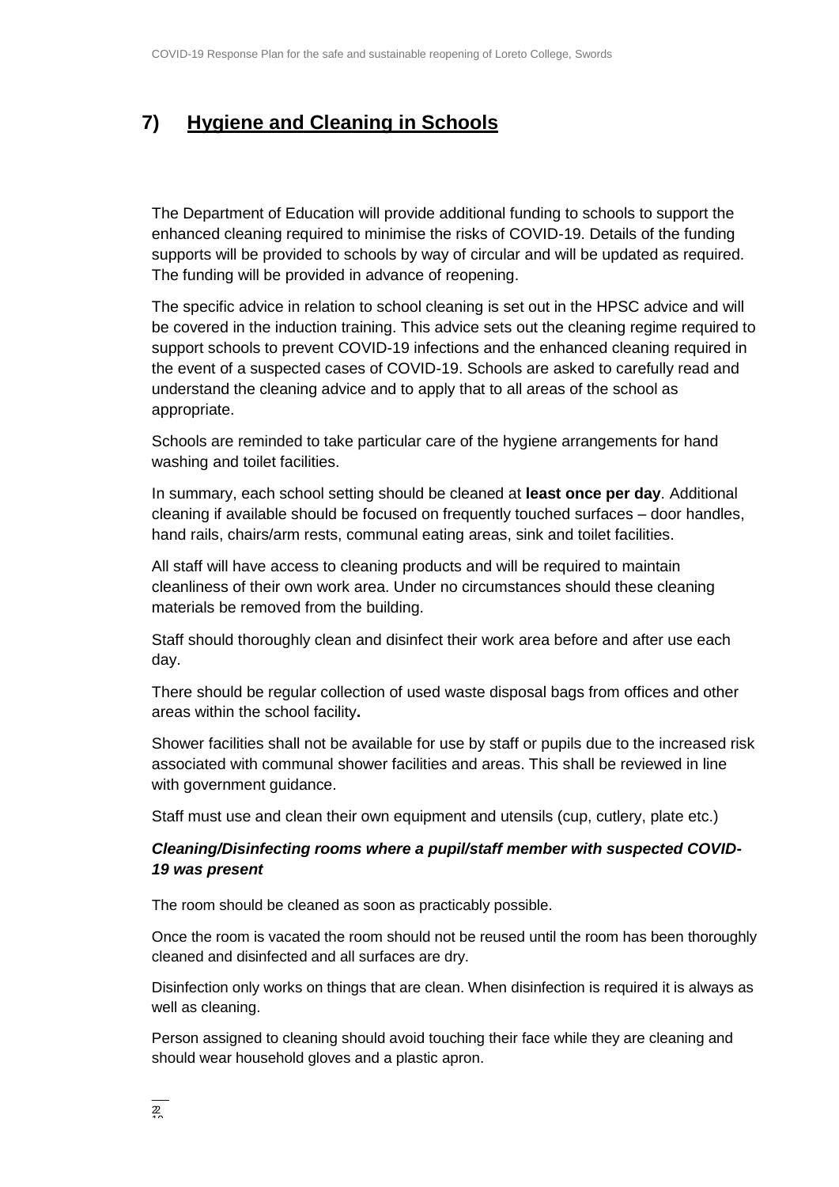## 7) Hygiene and Cleaning in Schools

The Department of Education will provide additional funding to schools to support the enhanced cleaning required to minimise the risks of COVID-19. Details of the funding supports will be provided to schools by way of circular and will be updated as required. The funding will be provided in advance of reopening.

The specific advice in relation to school cleaning is set out in the HPSC advice and will be covered in the induction training. This advice sets out the cleaning regime required to support schools to prevent COVID-19 infections and the enhanced cleaning required in the event of a suspected cases of COVID-19. Schools are asked to carefully read and understand the cleaning advice and to apply that to all areas of the school as appropriate.

Schools are reminded to take particular care of the hygiene arrangements for hand washing and toilet facilities.

In summary, each school setting should be cleaned at **least once per day**. Additional cleaning if available should be focused on frequently touched surfaces – door handles, hand rails, chairs/arm rests, communal eating areas, sink and toilet facilities.

All staff will have access to cleaning products and will be required to maintain cleanliness of their own work area. Under no circumstances should these cleaning materials be removed from the building.

Staff should thoroughly clean and disinfect their work area before and after use each day.

There should be regular collection of used waste disposal bags from offices and other areas within the school facility**.**

Shower facilities shall not be available for use by staff or pupils due to the increased risk associated with communal shower facilities and areas. This shall be reviewed in line with government guidance.

Staff must use and clean their own equipment and utensils (cup, cutlery, plate etc.)

***Cleaning/Disinfecting rooms where a pupil/staff member with suspected COVID-19 was present***

The room should be cleaned as soon as practicably possible.

Once the room is vacated the room should not be reused until the room has been thoroughly cleaned and disinfected and all surfaces are dry.

Disinfection only works on things that are clean. When disinfection is required it is always as well as cleaning.

Person assigned to cleaning should avoid touching their face while they are cleaning and should wear household gloves and a plastic apron.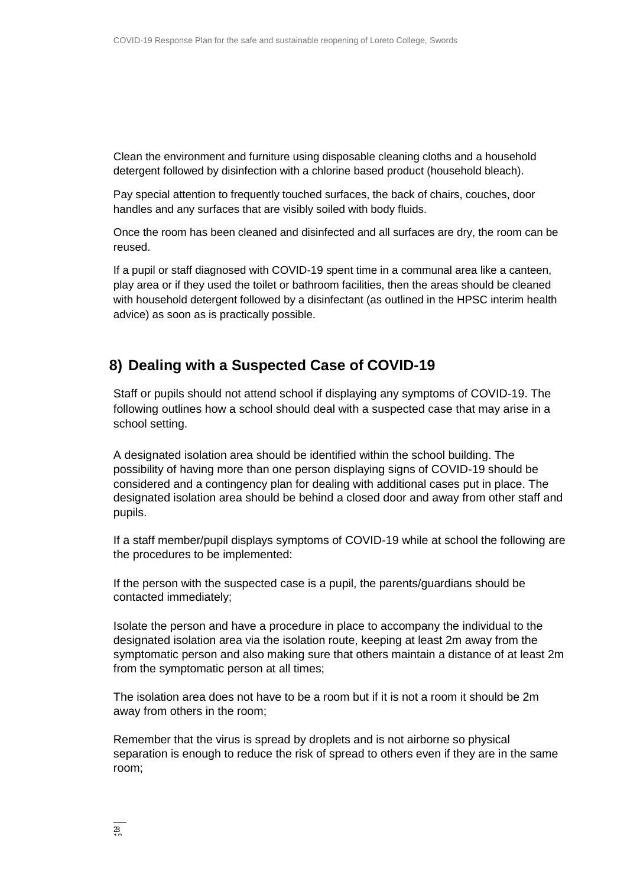Clean the environment and furniture using disposable cleaning cloths and a household detergent followed by disinfection with a chlorine based product (household bleach).

Pay special attention to frequently touched surfaces, the back of chairs, couches, door handles and any surfaces that are visibly soiled with body fluids.

Once the room has been cleaned and disinfected and all surfaces are dry, the room can be reused.

If a pupil or staff diagnosed with COVID-19 spent time in a communal area like a canteen, play area or if they used the toilet or bathroom facilities, then the areas should be cleaned with household detergent followed by a disinfectant (as outlined in the HPSC interim health advice) as soon as is practically possible.

## 8) Dealing with a Suspected Case of COVID-19

Staff or pupils should not attend school if displaying any symptoms of COVID-19. The following outlines how a school should deal with a suspected case that may arise in a school setting.

A designated isolation area should be identified within the school building. The possibility of having more than one person displaying signs of COVID-19 should be considered and a contingency plan for dealing with additional cases put in place. The designated isolation area should be behind a closed door and away from other staff and pupils.

If a staff member/pupil displays symptoms of COVID-19 while at school the following are the procedures to be implemented:

If the person with the suspected case is a pupil, the parents/guardians should be contacted immediately;

Isolate the person and have a procedure in place to accompany the individual to the designated isolation area via the isolation route, keeping at least 2m away from the symptomatic person and also making sure that others maintain a distance of at least 2m from the symptomatic person at all times;

The isolation area does not have to be a room but if it is not a room it should be 2m away from others in the room;

Remember that the virus is spread by droplets and is not airborne so physical separation is enough to reduce the risk of spread to others even if they are in the same room;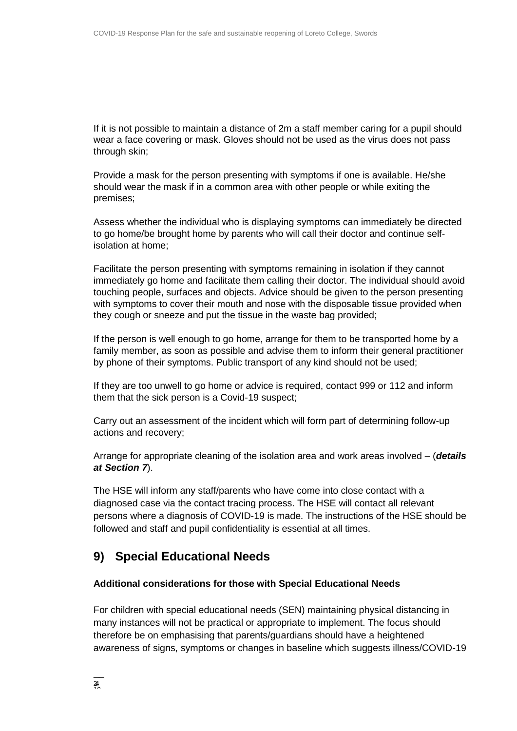If it is not possible to maintain a distance of 2m a staff member caring for a pupil should wear a face covering or mask. Gloves should not be used as the virus does not pass through skin;

Provide a mask for the person presenting with symptoms if one is available. He/she should wear the mask if in a common area with other people or while exiting the premises;

Assess whether the individual who is displaying symptoms can immediately be directed to go home/be brought home by parents who will call their doctor and continue self-isolation at home;

Facilitate the person presenting with symptoms remaining in isolation if they cannot immediately go home and facilitate them calling their doctor. The individual should avoid touching people, surfaces and objects. Advice should be given to the person presenting with symptoms to cover their mouth and nose with the disposable tissue provided when they cough or sneeze and put the tissue in the waste bag provided;

If the person is well enough to go home, arrange for them to be transported home by a family member, as soon as possible and advise them to inform their general practitioner by phone of their symptoms. Public transport of any kind should not be used;

If they are too unwell to go home or advice is required, contact 999 or 112 and inform them that the sick person is a Covid-19 suspect;

Carry out an assessment of the incident which will form part of determining follow-up actions and recovery;

Arrange for appropriate cleaning of the isolation area and work areas involved – (***details at Section 7***).

The HSE will inform any staff/parents who have come into close contact with a diagnosed case via the contact tracing process. The HSE will contact all relevant persons where a diagnosis of COVID-19 is made. The instructions of the HSE should be followed and staff and pupil confidentiality is essential at all times.

## 9) Special Educational Needs

**Additional considerations for those with Special Educational Needs**

For children with special educational needs (SEN) maintaining physical distancing in many instances will not be practical or appropriate to implement. The focus should therefore be on emphasising that parents/guardians should have a heightened awareness of signs, symptoms or changes in baseline which suggests illness/COVID-19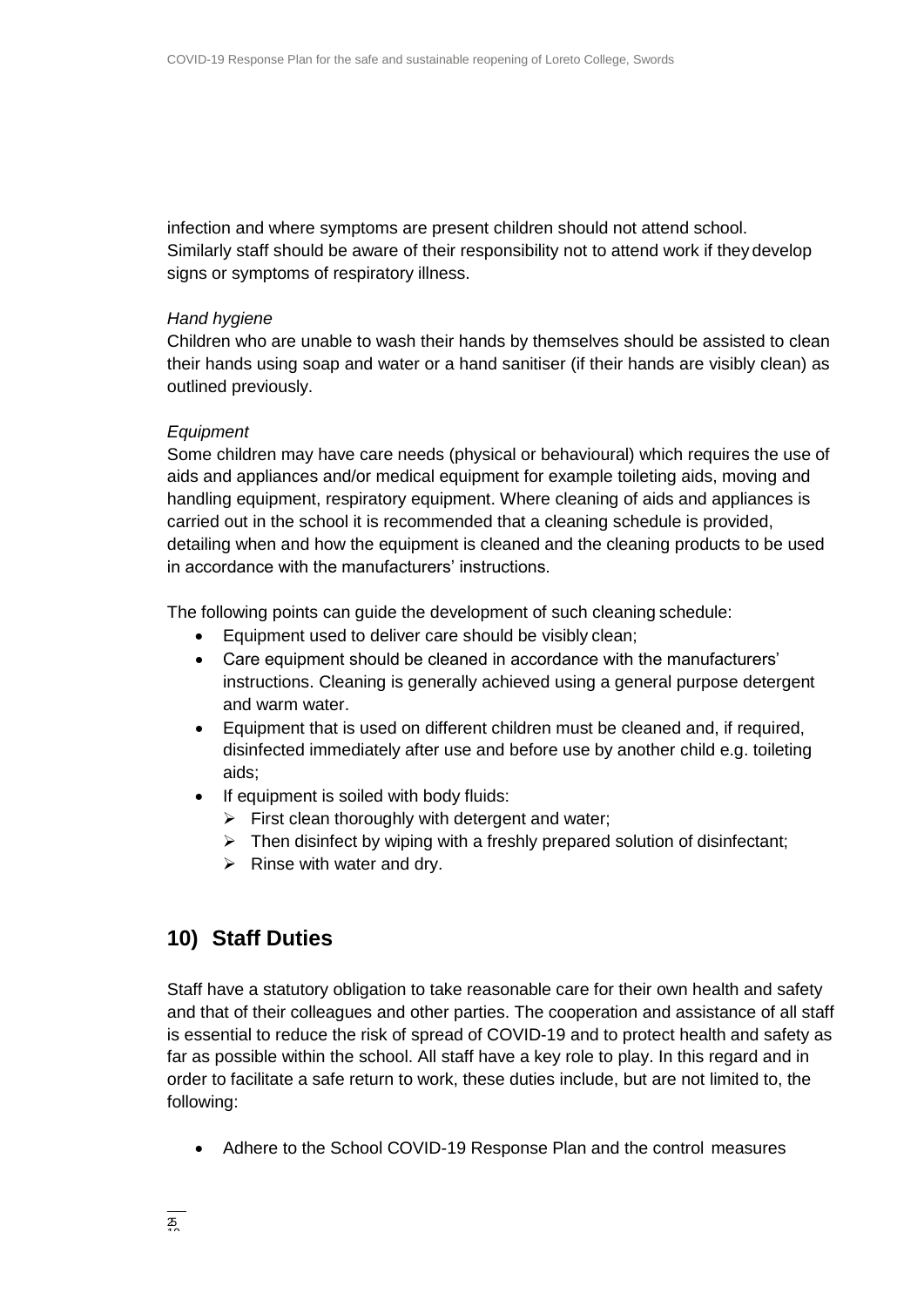infection and where symptoms are present children should not attend school. Similarly staff should be aware of their responsibility not to attend work if they develop signs or symptoms of respiratory illness.

*Hand hygiene*

Children who are unable to wash their hands by themselves should be assisted to clean their hands using soap and water or a hand sanitiser (if their hands are visibly clean) as outlined previously.

*Equipment*

Some children may have care needs (physical or behavioural) which requires the use of aids and appliances and/or medical equipment for example toileting aids, moving and handling equipment, respiratory equipment. Where cleaning of aids and appliances is carried out in the school it is recommended that a cleaning schedule is provided, detailing when and how the equipment is cleaned and the cleaning products to be used in accordance with the manufacturers' instructions.

The following points can guide the development of such cleaning schedule:

- Equipment used to deliver care should be visibly clean;
- Care equipment should be cleaned in accordance with the manufacturers' instructions. Cleaning is generally achieved using a general purpose detergent and warm water.
- Equipment that is used on different children must be cleaned and, if required, disinfected immediately after use and before use by another child e.g. toileting aids;
- If equipment is soiled with body fluids:
  - First clean thoroughly with detergent and water;
  - Then disinfect by wiping with a freshly prepared solution of disinfectant;
  - Rinse with water and dry.

## 10) Staff Duties

Staff have a statutory obligation to take reasonable care for their own health and safety and that of their colleagues and other parties. The cooperation and assistance of all staff is essential to reduce the risk of spread of COVID-19 and to protect health and safety as far as possible within the school. All staff have a key role to play. In this regard and in order to facilitate a safe return to work, these duties include, but are not limited to, the following:

- Adhere to the School COVID-19 Response Plan and the control measures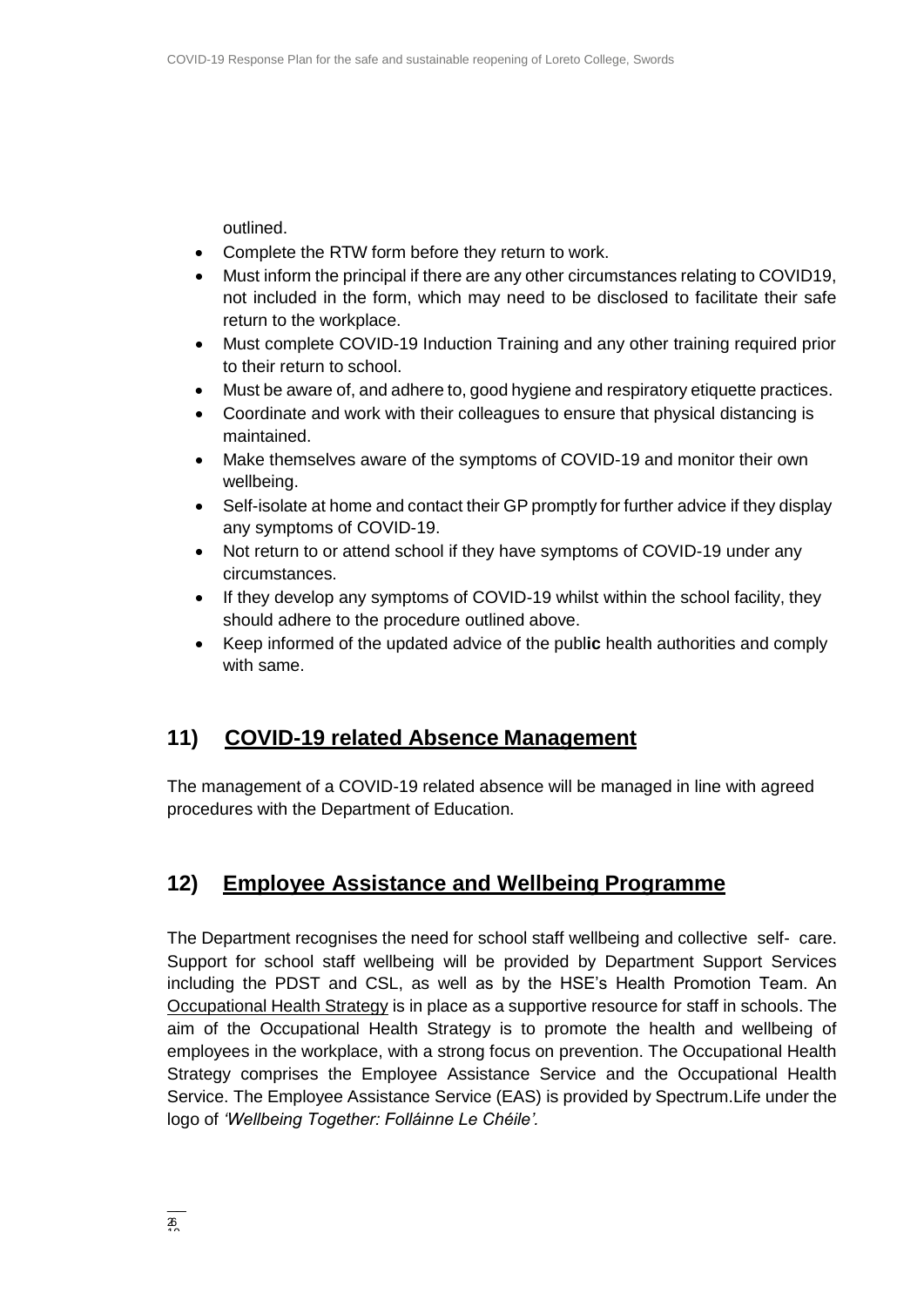outlined.

- Complete the RTW form before they return to work.
- Must inform the principal if there are any other circumstances relating to COVID19, not included in the form, which may need to be disclosed to facilitate their safe return to the workplace.
- Must complete COVID-19 Induction Training and any other training required prior to their return to school.
- Must be aware of, and adhere to, good hygiene and respiratory etiquette practices.
- Coordinate and work with their colleagues to ensure that physical distancing is maintained.
- Make themselves aware of the symptoms of COVID-19 and monitor their own wellbeing.
- Self-isolate at home and contact their GP promptly for further advice if they display any symptoms of COVID-19.
- Not return to or attend school if they have symptoms of COVID-19 under any circumstances.
- If they develop any symptoms of COVID-19 whilst within the school facility, they should adhere to the procedure outlined above.
- Keep informed of the updated advice of the public health authorities and comply with same.

## 11) COVID-19 related Absence Management

The management of a COVID-19 related absence will be managed in line with agreed procedures with the Department of Education.

## 12) Employee Assistance and Wellbeing Programme

The Department recognises the need for school staff wellbeing and collective self- care. Support for school staff wellbeing will be provided by Department Support Services including the PDST and CSL, as well as by the HSE's Health Promotion Team. An Occupational Health Strategy is in place as a supportive resource for staff in schools. The aim of the Occupational Health Strategy is to promote the health and wellbeing of employees in the workplace, with a strong focus on prevention. The Occupational Health Strategy comprises the Employee Assistance Service and the Occupational Health Service. The Employee Assistance Service (EAS) is provided by Spectrum.Life under the logo of *'Wellbeing Together: Folláinne Le Chéile'.*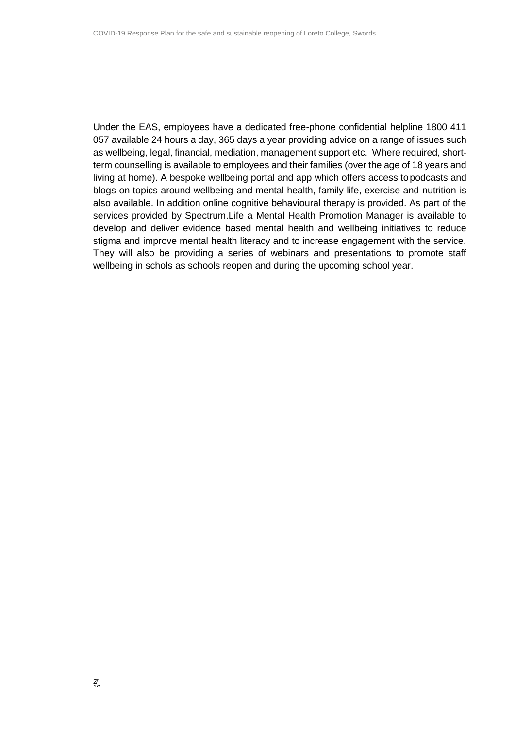Under the EAS, employees have a dedicated free-phone confidential helpline 1800 411 057 available 24 hours a day, 365 days a year providing advice on a range of issues such as wellbeing, legal, financial, mediation, management support etc. Where required, short-term counselling is available to employees and their families (over the age of 18 years and living at home). A bespoke wellbeing portal and app which offers access to podcasts and blogs on topics around wellbeing and mental health, family life, exercise and nutrition is also available. In addition online cognitive behavioural therapy is provided. As part of the services provided by Spectrum.Life a Mental Health Promotion Manager is available to develop and deliver evidence based mental health and wellbeing initiatives to reduce stigma and improve mental health literacy and to increase engagement with the service. They will also be providing a series of webinars and presentations to promote staff wellbeing in schols as schools reopen and during the upcoming school year.